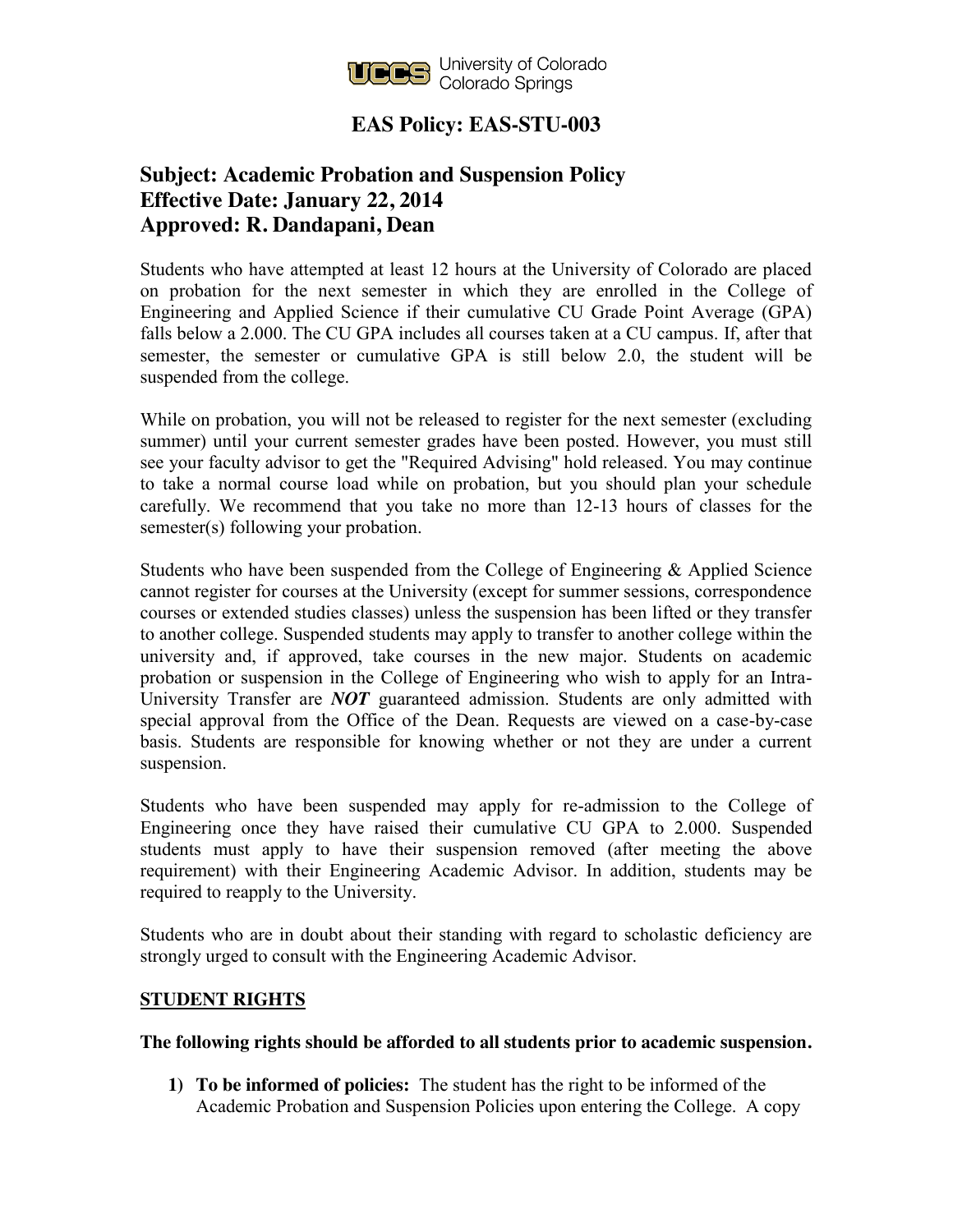University of Colorado
Colorado Springs

# EAS Policy: EAS-STU-003

## Subject: Academic Probation and Suspension Policy
## Effective Date: January 22, 2014
## Approved: R. Dandapani, Dean

Students who have attempted at least 12 hours at the University of Colorado are placed on probation for the next semester in which they are enrolled in the College of Engineering and Applied Science if their cumulative CU Grade Point Average (GPA) falls below a 2.000. The CU GPA includes all courses taken at a CU campus. If, after that semester, the semester or cumulative GPA is still below 2.0, the student will be suspended from the college.

While on probation, you will not be released to register for the next semester (excluding summer) until your current semester grades have been posted. However, you must still see your faculty advisor to get the "Required Advising" hold released. You may continue to take a normal course load while on probation, but you should plan your schedule carefully. We recommend that you take no more than 12-13 hours of classes for the semester(s) following your probation.

Students who have been suspended from the College of Engineering & Applied Science cannot register for courses at the University (except for summer sessions, correspondence courses or extended studies classes) unless the suspension has been lifted or they transfer to another college. Suspended students may apply to transfer to another college within the university and, if approved, take courses in the new major. Students on academic probation or suspension in the College of Engineering who wish to apply for an Intra-University Transfer are ***NOT*** guaranteed admission. Students are only admitted with special approval from the Office of the Dean. Requests are viewed on a case-by-case basis. Students are responsible for knowing whether or not they are under a current suspension.

Students who have been suspended may apply for re-admission to the College of Engineering once they have raised their cumulative CU GPA to 2.000. Suspended students must apply to have their suspension removed (after meeting the above requirement) with their Engineering Academic Advisor. In addition, students may be required to reapply to the University.

Students who are in doubt about their standing with regard to scholastic deficiency are strongly urged to consult with the Engineering Academic Advisor.

### STUDENT RIGHTS

**The following rights should be afforded to all students prior to academic suspension.**

1) **To be informed of policies:** The student has the right to be informed of the Academic Probation and Suspension Policies upon entering the College. A copy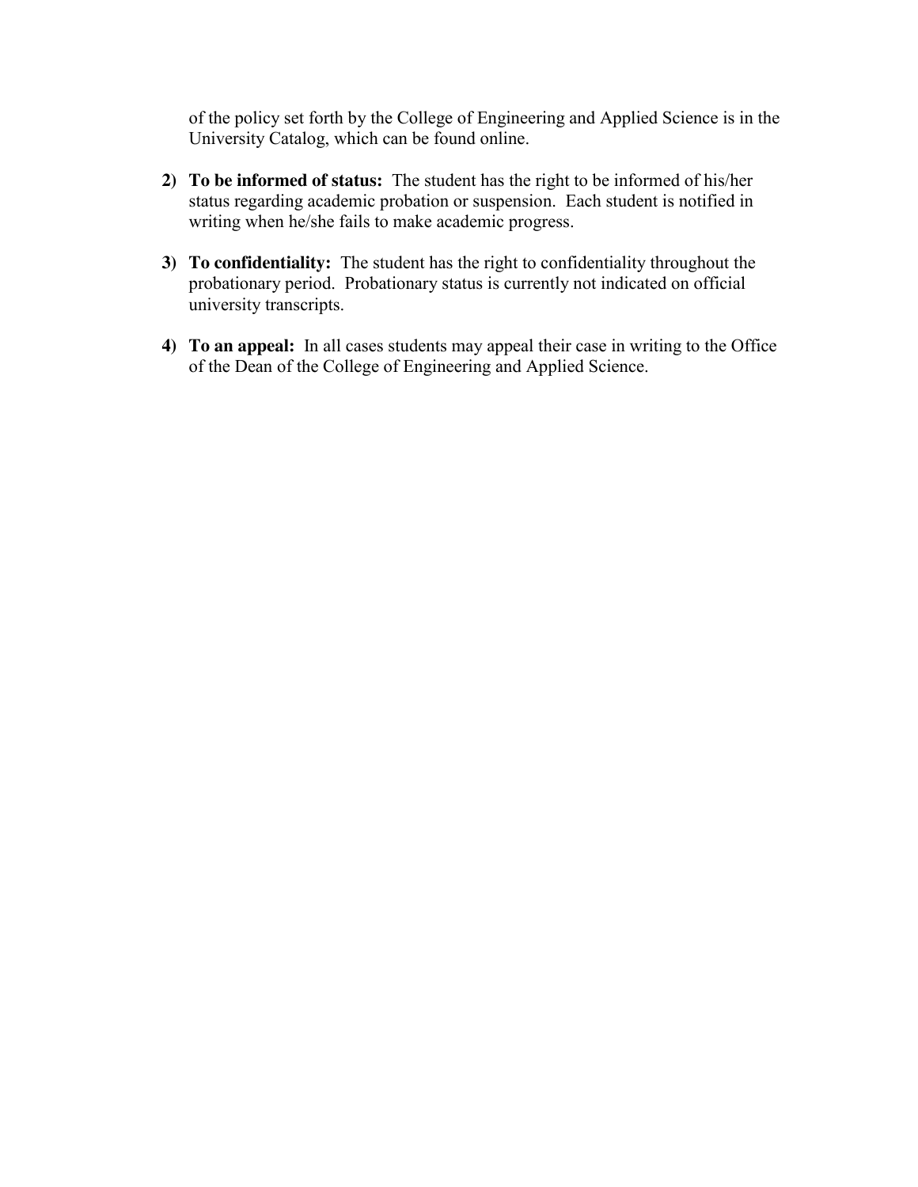of the policy set forth by the College of Engineering and Applied Science is in the University Catalog, which can be found online.

2) **To be informed of status:** The student has the right to be informed of his/her status regarding academic probation or suspension. Each student is notified in writing when he/she fails to make academic progress.

3) **To confidentiality:** The student has the right to confidentiality throughout the probationary period. Probationary status is currently not indicated on official university transcripts.

4) **To an appeal:** In all cases students may appeal their case in writing to the Office of the Dean of the College of Engineering and Applied Science.